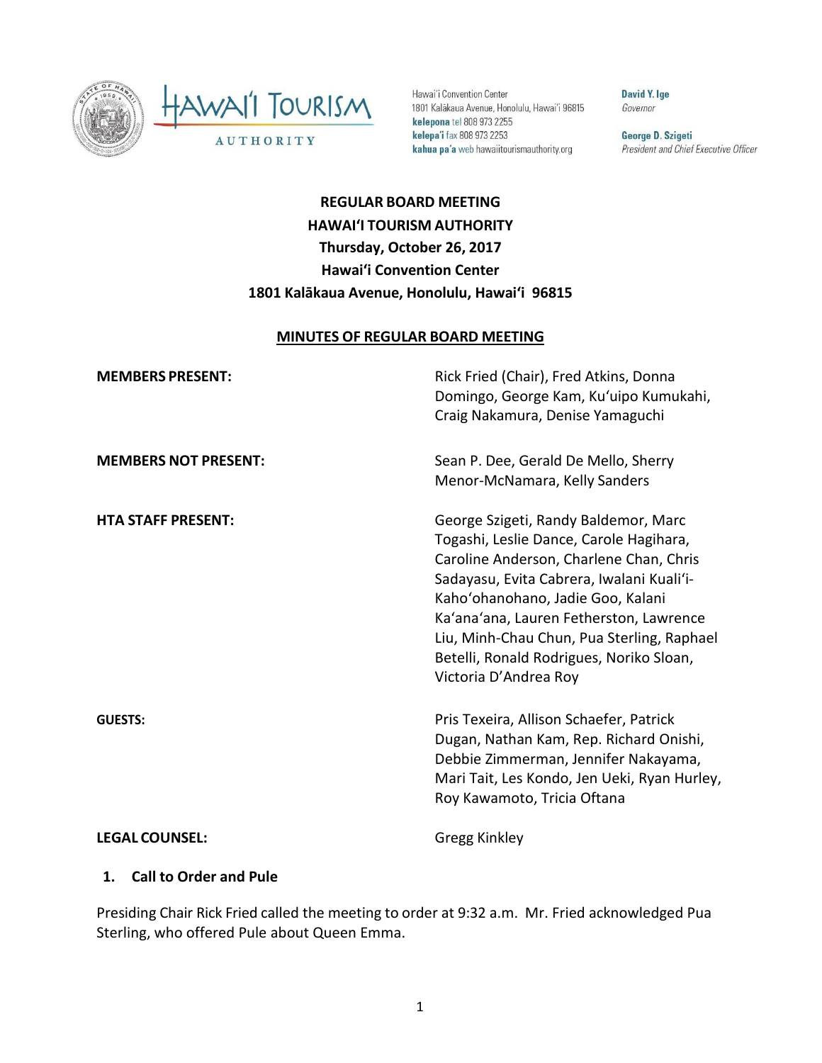Hawaiʻi Convention Center
1801 Kalākaua Avenue, Honolulu, Hawaiʻi 96815
**kelepona** tel 808 973 2255
**kelepaʻi** fax 808 973 2253
**kahua paʻa** web hawaiitourismauthority.org

**David Y. Ige**
*Governor*

**George D. Szigeti**
*President and Chief Executive Officer*

**REGULAR BOARD MEETING**
**HAWAIʻI TOURISM AUTHORITY**
**Thursday, October 26, 2017**
**Hawaiʻi Convention Center**
**1801 Kalākaua Avenue, Honolulu, Hawaiʻi 96815**

**MINUTES OF REGULAR BOARD MEETING**

**MEMBERS PRESENT:** Rick Fried (Chair), Fred Atkins, Donna Domingo, George Kam, Kuʻuipo Kumukahi, Craig Nakamura, Denise Yamaguchi

**MEMBERS NOT PRESENT:** Sean P. Dee, Gerald De Mello, Sherry Menor-McNamara, Kelly Sanders

**HTA STAFF PRESENT:** George Szigeti, Randy Baldemor, Marc Togashi, Leslie Dance, Carole Hagihara, Caroline Anderson, Charlene Chan, Chris Sadayasu, Evita Cabrera, Iwalani Kualiʻi-Kahoʻohanohano, Jadie Goo, Kalani Kaʻanaʻana, Lauren Fetherston, Lawrence Liu, Minh-Chau Chun, Pua Sterling, Raphael Betelli, Ronald Rodrigues, Noriko Sloan, Victoria D'Andrea Roy

**GUESTS:** Pris Texeira, Allison Schaefer, Patrick Dugan, Nathan Kam, Rep. Richard Onishi, Debbie Zimmerman, Jennifer Nakayama, Mari Tait, Les Kondo, Jen Ueki, Ryan Hurley, Roy Kawamoto, Tricia Oftana

**LEGAL COUNSEL:** Gregg Kinkley

## 1. Call to Order and Pule

Presiding Chair Rick Fried called the meeting to order at 9:32 a.m. Mr. Fried acknowledged Pua Sterling, who offered Pule about Queen Emma.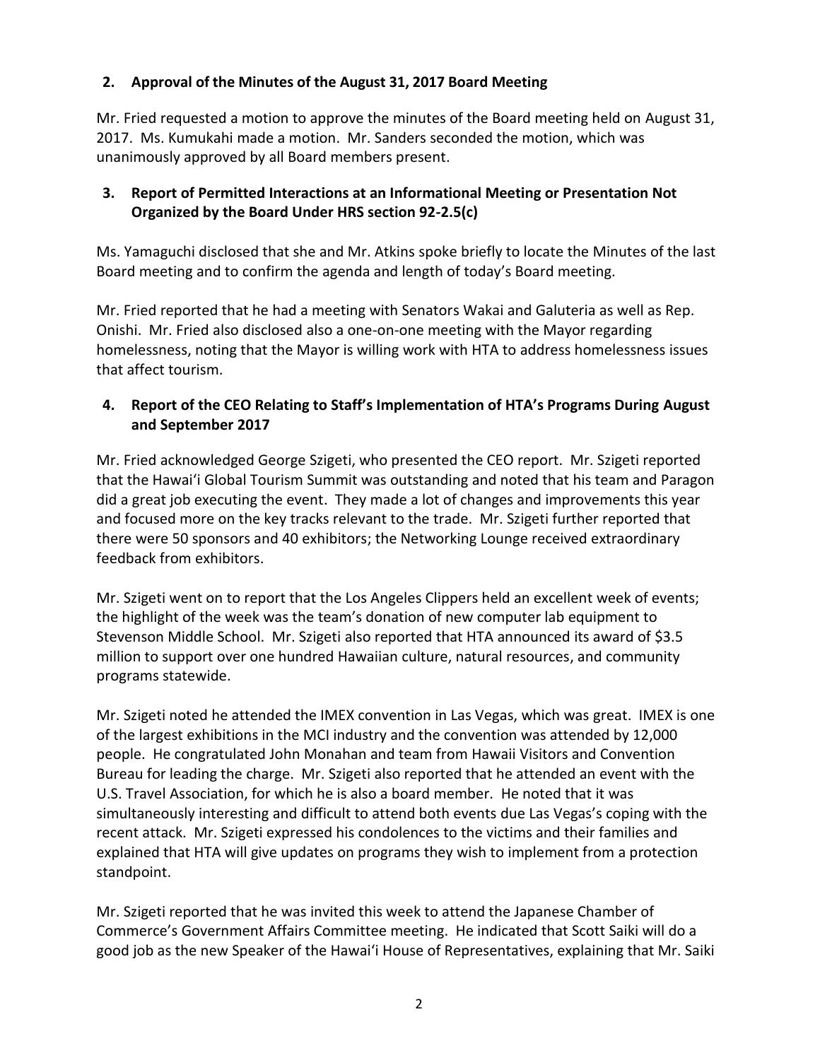**2. Approval of the Minutes of the August 31, 2017 Board Meeting**

Mr. Fried requested a motion to approve the minutes of the Board meeting held on August 31, 2017. Ms. Kumukahi made a motion. Mr. Sanders seconded the motion, which was unanimously approved by all Board members present.

**3. Report of Permitted Interactions at an Informational Meeting or Presentation Not Organized by the Board Under HRS section 92-2.5(c)**

Ms. Yamaguchi disclosed that she and Mr. Atkins spoke briefly to locate the Minutes of the last Board meeting and to confirm the agenda and length of today's Board meeting.

Mr. Fried reported that he had a meeting with Senators Wakai and Galuteria as well as Rep. Onishi. Mr. Fried also disclosed also a one-on-one meeting with the Mayor regarding homelessness, noting that the Mayor is willing work with HTA to address homelessness issues that affect tourism.

**4. Report of the CEO Relating to Staff's Implementation of HTA's Programs During August and September 2017**

Mr. Fried acknowledged George Szigeti, who presented the CEO report. Mr. Szigeti reported that the Hawaiʻi Global Tourism Summit was outstanding and noted that his team and Paragon did a great job executing the event. They made a lot of changes and improvements this year and focused more on the key tracks relevant to the trade. Mr. Szigeti further reported that there were 50 sponsors and 40 exhibitors; the Networking Lounge received extraordinary feedback from exhibitors.

Mr. Szigeti went on to report that the Los Angeles Clippers held an excellent week of events; the highlight of the week was the team's donation of new computer lab equipment to Stevenson Middle School. Mr. Szigeti also reported that HTA announced its award of $3.5 million to support over one hundred Hawaiian culture, natural resources, and community programs statewide.

Mr. Szigeti noted he attended the IMEX convention in Las Vegas, which was great. IMEX is one of the largest exhibitions in the MCI industry and the convention was attended by 12,000 people. He congratulated John Monahan and team from Hawaii Visitors and Convention Bureau for leading the charge. Mr. Szigeti also reported that he attended an event with the U.S. Travel Association, for which he is also a board member. He noted that it was simultaneously interesting and difficult to attend both events due Las Vegas's coping with the recent attack. Mr. Szigeti expressed his condolences to the victims and their families and explained that HTA will give updates on programs they wish to implement from a protection standpoint.

Mr. Szigeti reported that he was invited this week to attend the Japanese Chamber of Commerce's Government Affairs Committee meeting. He indicated that Scott Saiki will do a good job as the new Speaker of the Hawaiʻi House of Representatives, explaining that Mr. Saiki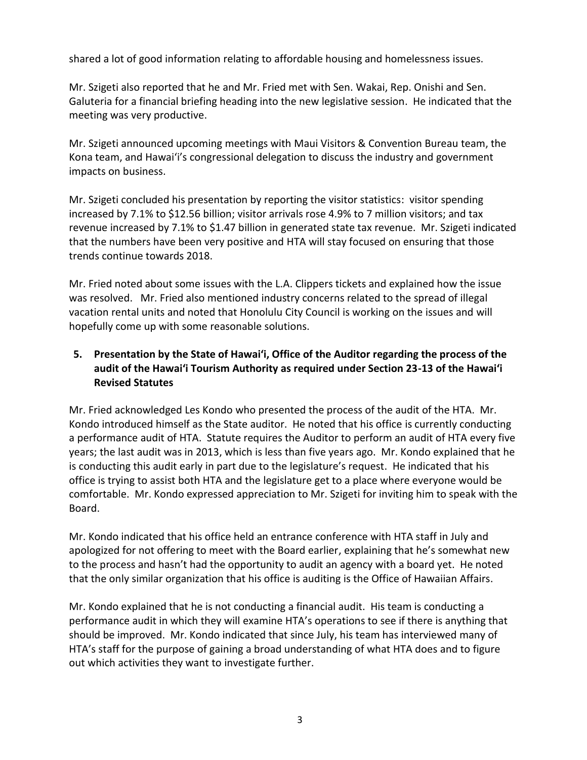shared a lot of good information relating to affordable housing and homelessness issues.

Mr. Szigeti also reported that he and Mr. Fried met with Sen. Wakai, Rep. Onishi and Sen. Galuteria for a financial briefing heading into the new legislative session. He indicated that the meeting was very productive.

Mr. Szigeti announced upcoming meetings with Maui Visitors & Convention Bureau team, the Kona team, and Hawai'i's congressional delegation to discuss the industry and government impacts on business.

Mr. Szigeti concluded his presentation by reporting the visitor statistics: visitor spending increased by 7.1% to $12.56 billion; visitor arrivals rose 4.9% to 7 million visitors; and tax revenue increased by 7.1% to $1.47 billion in generated state tax revenue. Mr. Szigeti indicated that the numbers have been very positive and HTA will stay focused on ensuring that those trends continue towards 2018.

Mr. Fried noted about some issues with the L.A. Clippers tickets and explained how the issue was resolved. Mr. Fried also mentioned industry concerns related to the spread of illegal vacation rental units and noted that Honolulu City Council is working on the issues and will hopefully come up with some reasonable solutions.

**5. Presentation by the State of Hawai'i, Office of the Auditor regarding the process of the audit of the Hawai'i Tourism Authority as required under Section 23-13 of the Hawai'i Revised Statutes**

Mr. Fried acknowledged Les Kondo who presented the process of the audit of the HTA. Mr. Kondo introduced himself as the State auditor. He noted that his office is currently conducting a performance audit of HTA. Statute requires the Auditor to perform an audit of HTA every five years; the last audit was in 2013, which is less than five years ago. Mr. Kondo explained that he is conducting this audit early in part due to the legislature's request. He indicated that his office is trying to assist both HTA and the legislature get to a place where everyone would be comfortable. Mr. Kondo expressed appreciation to Mr. Szigeti for inviting him to speak with the Board.

Mr. Kondo indicated that his office held an entrance conference with HTA staff in July and apologized for not offering to meet with the Board earlier, explaining that he's somewhat new to the process and hasn't had the opportunity to audit an agency with a board yet. He noted that the only similar organization that his office is auditing is the Office of Hawaiian Affairs.

Mr. Kondo explained that he is not conducting a financial audit. His team is conducting a performance audit in which they will examine HTA's operations to see if there is anything that should be improved. Mr. Kondo indicated that since July, his team has interviewed many of HTA's staff for the purpose of gaining a broad understanding of what HTA does and to figure out which activities they want to investigate further.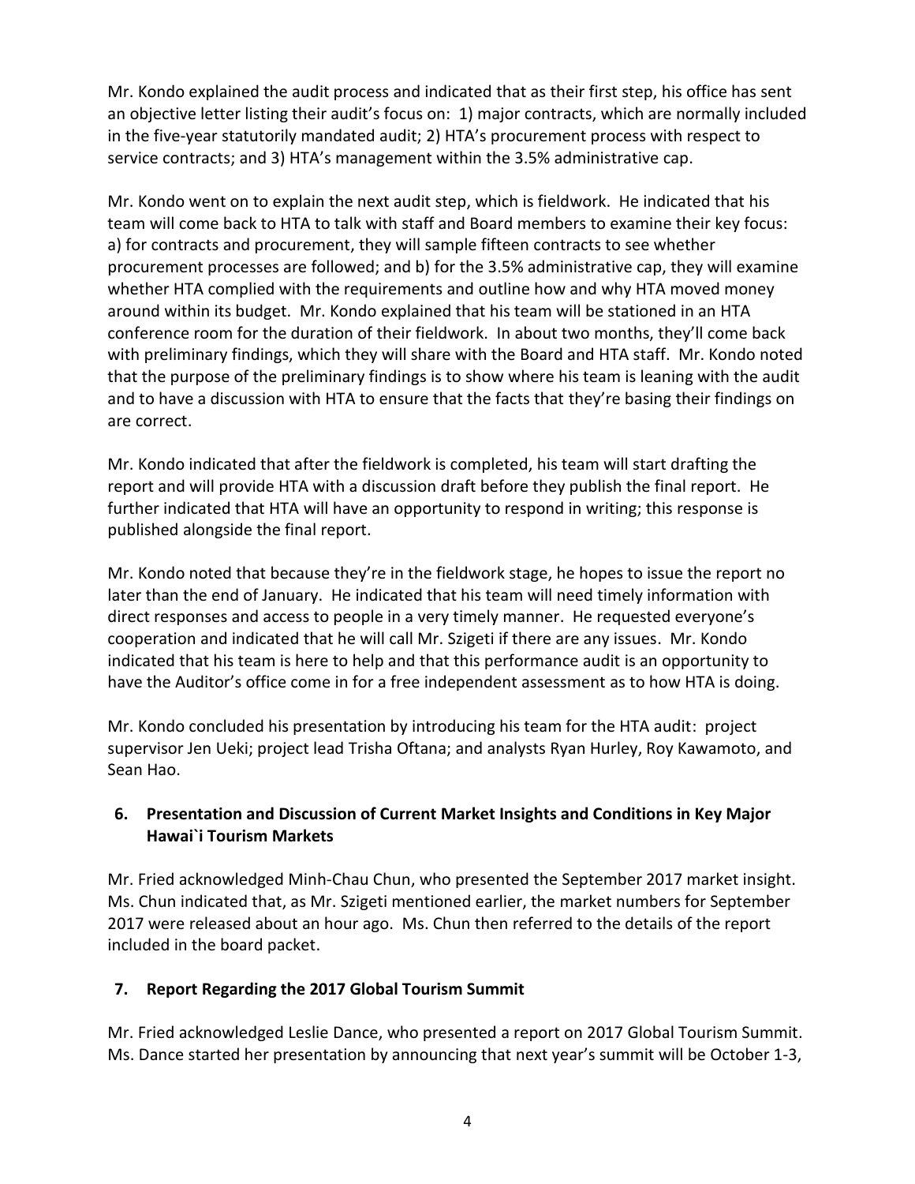Mr. Kondo explained the audit process and indicated that as their first step, his office has sent an objective letter listing their audit's focus on: 1) major contracts, which are normally included in the five-year statutorily mandated audit; 2) HTA's procurement process with respect to service contracts; and 3) HTA's management within the 3.5% administrative cap.

Mr. Kondo went on to explain the next audit step, which is fieldwork. He indicated that his team will come back to HTA to talk with staff and Board members to examine their key focus: a) for contracts and procurement, they will sample fifteen contracts to see whether procurement processes are followed; and b) for the 3.5% administrative cap, they will examine whether HTA complied with the requirements and outline how and why HTA moved money around within its budget. Mr. Kondo explained that his team will be stationed in an HTA conference room for the duration of their fieldwork. In about two months, they'll come back with preliminary findings, which they will share with the Board and HTA staff. Mr. Kondo noted that the purpose of the preliminary findings is to show where his team is leaning with the audit and to have a discussion with HTA to ensure that the facts that they're basing their findings on are correct.

Mr. Kondo indicated that after the fieldwork is completed, his team will start drafting the report and will provide HTA with a discussion draft before they publish the final report. He further indicated that HTA will have an opportunity to respond in writing; this response is published alongside the final report.

Mr. Kondo noted that because they're in the fieldwork stage, he hopes to issue the report no later than the end of January. He indicated that his team will need timely information with direct responses and access to people in a very timely manner. He requested everyone's cooperation and indicated that he will call Mr. Szigeti if there are any issues. Mr. Kondo indicated that his team is here to help and that this performance audit is an opportunity to have the Auditor's office come in for a free independent assessment as to how HTA is doing.

Mr. Kondo concluded his presentation by introducing his team for the HTA audit: project supervisor Jen Ueki; project lead Trisha Oftana; and analysts Ryan Hurley, Roy Kawamoto, and Sean Hao.

## 6. Presentation and Discussion of Current Market Insights and Conditions in Key Major Hawai`i Tourism Markets

Mr. Fried acknowledged Minh-Chau Chun, who presented the September 2017 market insight. Ms. Chun indicated that, as Mr. Szigeti mentioned earlier, the market numbers for September 2017 were released about an hour ago. Ms. Chun then referred to the details of the report included in the board packet.

## 7. Report Regarding the 2017 Global Tourism Summit

Mr. Fried acknowledged Leslie Dance, who presented a report on 2017 Global Tourism Summit. Ms. Dance started her presentation by announcing that next year's summit will be October 1-3,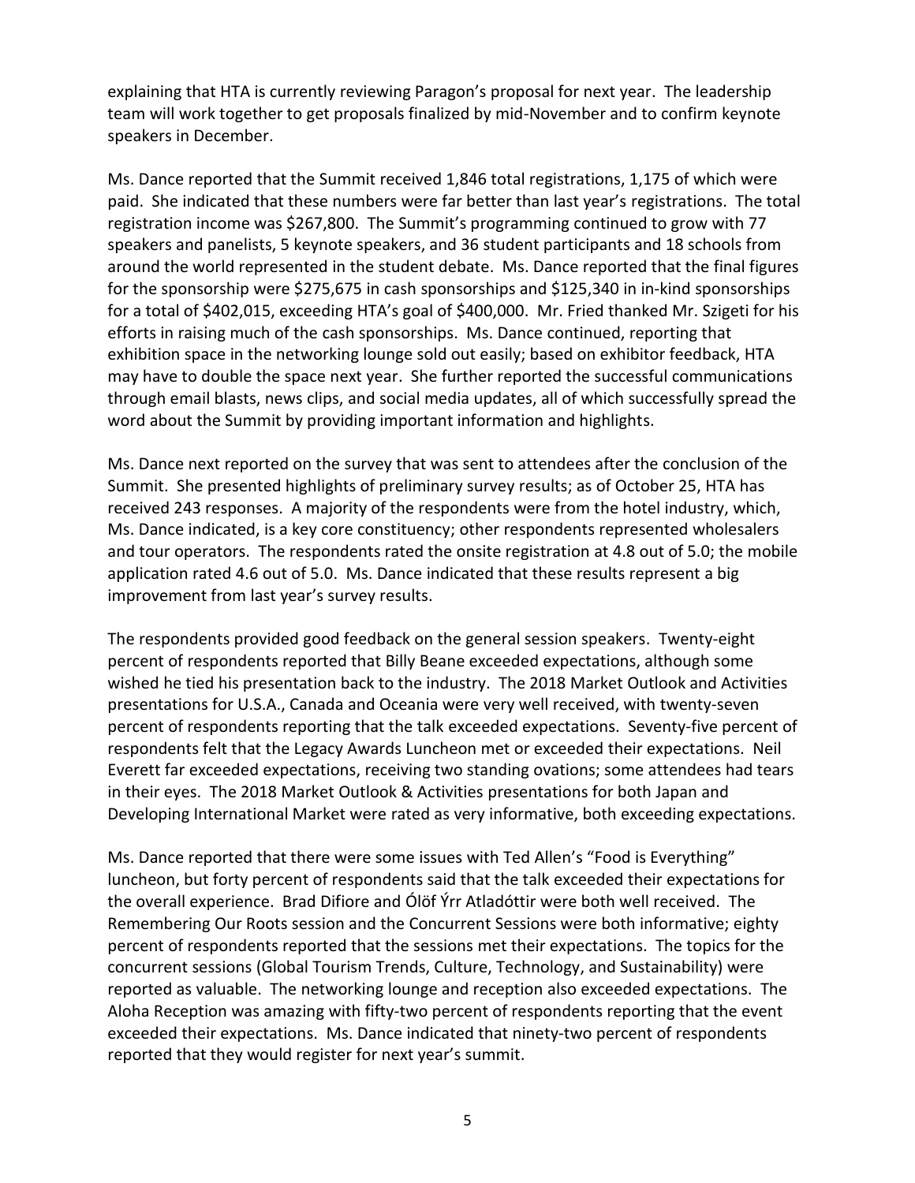explaining that HTA is currently reviewing Paragon's proposal for next year. The leadership team will work together to get proposals finalized by mid-November and to confirm keynote speakers in December.

Ms. Dance reported that the Summit received 1,846 total registrations, 1,175 of which were paid. She indicated that these numbers were far better than last year's registrations. The total registration income was $267,800. The Summit's programming continued to grow with 77 speakers and panelists, 5 keynote speakers, and 36 student participants and 18 schools from around the world represented in the student debate. Ms. Dance reported that the final figures for the sponsorship were $275,675 in cash sponsorships and $125,340 in in-kind sponsorships for a total of $402,015, exceeding HTA's goal of $400,000. Mr. Fried thanked Mr. Szigeti for his efforts in raising much of the cash sponsorships. Ms. Dance continued, reporting that exhibition space in the networking lounge sold out easily; based on exhibitor feedback, HTA may have to double the space next year. She further reported the successful communications through email blasts, news clips, and social media updates, all of which successfully spread the word about the Summit by providing important information and highlights.

Ms. Dance next reported on the survey that was sent to attendees after the conclusion of the Summit. She presented highlights of preliminary survey results; as of October 25, HTA has received 243 responses. A majority of the respondents were from the hotel industry, which, Ms. Dance indicated, is a key core constituency; other respondents represented wholesalers and tour operators. The respondents rated the onsite registration at 4.8 out of 5.0; the mobile application rated 4.6 out of 5.0. Ms. Dance indicated that these results represent a big improvement from last year's survey results.

The respondents provided good feedback on the general session speakers. Twenty-eight percent of respondents reported that Billy Beane exceeded expectations, although some wished he tied his presentation back to the industry. The 2018 Market Outlook and Activities presentations for U.S.A., Canada and Oceania were very well received, with twenty-seven percent of respondents reporting that the talk exceeded expectations. Seventy-five percent of respondents felt that the Legacy Awards Luncheon met or exceeded their expectations. Neil Everett far exceeded expectations, receiving two standing ovations; some attendees had tears in their eyes. The 2018 Market Outlook & Activities presentations for both Japan and Developing International Market were rated as very informative, both exceeding expectations.

Ms. Dance reported that there were some issues with Ted Allen's "Food is Everything" luncheon, but forty percent of respondents said that the talk exceeded their expectations for the overall experience. Brad Difiore and Ólöf Ýrr Atladóttir were both well received. The Remembering Our Roots session and the Concurrent Sessions were both informative; eighty percent of respondents reported that the sessions met their expectations. The topics for the concurrent sessions (Global Tourism Trends, Culture, Technology, and Sustainability) were reported as valuable. The networking lounge and reception also exceeded expectations. The Aloha Reception was amazing with fifty-two percent of respondents reporting that the event exceeded their expectations. Ms. Dance indicated that ninety-two percent of respondents reported that they would register for next year's summit.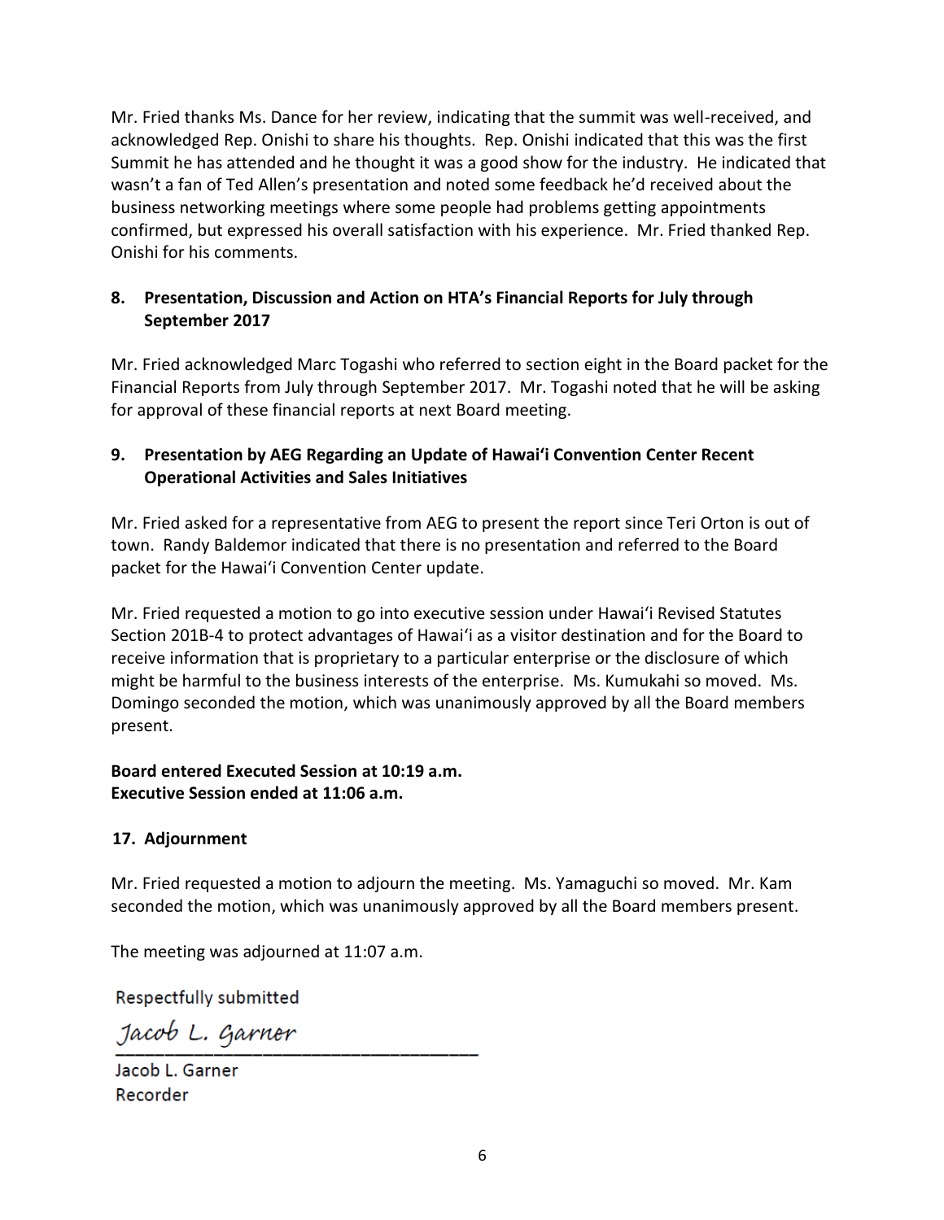Mr. Fried thanks Ms. Dance for her review, indicating that the summit was well-received, and acknowledged Rep. Onishi to share his thoughts. Rep. Onishi indicated that this was the first Summit he has attended and he thought it was a good show for the industry. He indicated that wasn't a fan of Ted Allen's presentation and noted some feedback he'd received about the business networking meetings where some people had problems getting appointments confirmed, but expressed his overall satisfaction with his experience. Mr. Fried thanked Rep. Onishi for his comments.

**8. Presentation, Discussion and Action on HTA's Financial Reports for July through September 2017**

Mr. Fried acknowledged Marc Togashi who referred to section eight in the Board packet for the Financial Reports from July through September 2017. Mr. Togashi noted that he will be asking for approval of these financial reports at next Board meeting.

**9. Presentation by AEG Regarding an Update of Hawaiʻi Convention Center Recent Operational Activities and Sales Initiatives**

Mr. Fried asked for a representative from AEG to present the report since Teri Orton is out of town. Randy Baldemor indicated that there is no presentation and referred to the Board packet for the Hawaiʻi Convention Center update.

Mr. Fried requested a motion to go into executive session under Hawaiʻi Revised Statutes Section 201B-4 to protect advantages of Hawaiʻi as a visitor destination and for the Board to receive information that is proprietary to a particular enterprise or the disclosure of which might be harmful to the business interests of the enterprise. Ms. Kumukahi so moved. Ms. Domingo seconded the motion, which was unanimously approved by all the Board members present.

**Board entered Executed Session at 10:19 a.m.**
**Executive Session ended at 11:06 a.m.**

**17. Adjournment**

Mr. Fried requested a motion to adjourn the meeting. Ms. Yamaguchi so moved. Mr. Kam seconded the motion, which was unanimously approved by all the Board members present.

The meeting was adjourned at 11:07 a.m.

Respectfully submitted

*Jacob L. Garner*

Jacob L. Garner
Recorder